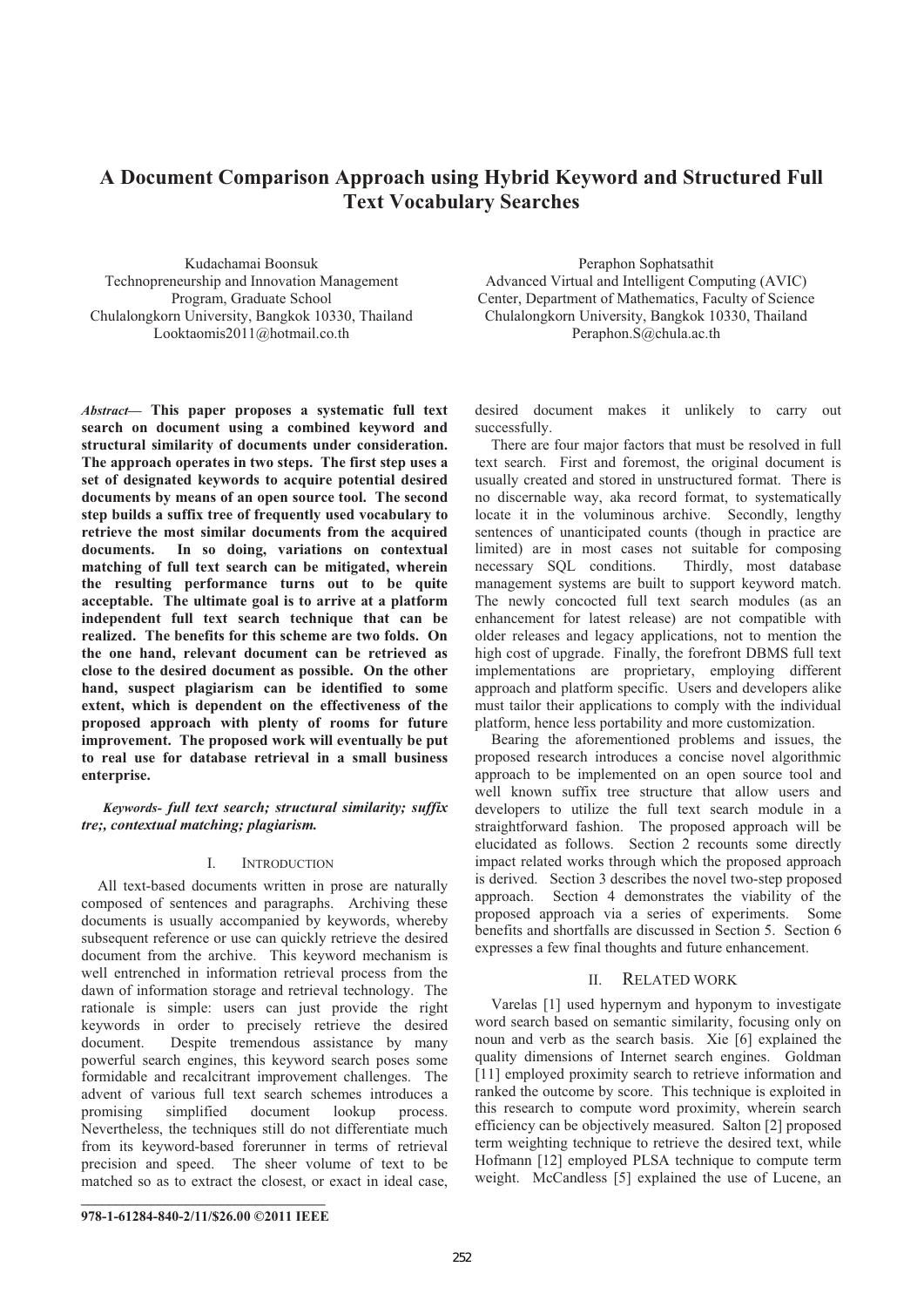# A Document Comparison Approach using Hybrid Keyword and Structured Full Text Vocabulary Searches

Kudachamai Boonsuk
Technopreneurship and Innovation Management Program, Graduate School
Chulalongkorn University, Bangkok 10330, Thailand
Looktaomis2011@hotmail.co.th

Peraphon Sophatsathit
Advanced Virtual and Intelligent Computing (AVIC) Center, Department of Mathematics, Faculty of Science
Chulalongkorn University, Bangkok 10330, Thailand
Peraphon.S@chula.ac.th

***Abstract*— This paper proposes a systematic full text search on document using a combined keyword and structural similarity of documents under consideration. The approach operates in two steps. The first step uses a set of designated keywords to acquire potential desired documents by means of an open source tool. The second step builds a suffix tree of frequently used vocabulary to retrieve the most similar documents from the acquired documents. In so doing, variations on contextual matching of full text search can be mitigated, wherein the resulting performance turns out to be quite acceptable. The ultimate goal is to arrive at a platform independent full text search technique that can be realized. The benefits for this scheme are two folds. On the one hand, relevant document can be retrieved as close to the desired document as possible. On the other hand, suspect plagiarism can be identified to some extent, which is dependent on the effectiveness of the proposed approach with plenty of rooms for future improvement. The proposed work will eventually be put to real use for database retrieval in a small business enterprise.**

***Keywords- full text search; structural similarity; suffix tre;, contextual matching; plagiarism.***

## I. Introduction

All text-based documents written in prose are naturally composed of sentences and paragraphs. Archiving these documents is usually accompanied by keywords, whereby subsequent reference or use can quickly retrieve the desired document from the archive. This keyword mechanism is well entrenched in information retrieval process from the dawn of information storage and retrieval technology. The rationale is simple: users can just provide the right keywords in order to precisely retrieve the desired document. Despite tremendous assistance by many powerful search engines, this keyword search poses some formidable and recalcitrant improvement challenges. The advent of various full text search schemes introduces a promising simplified document lookup process. Nevertheless, the techniques still do not differentiate much from its keyword-based forerunner in terms of retrieval precision and speed. The sheer volume of text to be matched so as to extract the closest, or exact in ideal case, desired document makes it unlikely to carry out successfully.

There are four major factors that must be resolved in full text search. First and foremost, the original document is usually created and stored in unstructured format. There is no discernable way, aka record format, to systematically locate it in the voluminous archive. Secondly, lengthy sentences of unanticipated counts (though in practice are limited) are in most cases not suitable for composing necessary SQL conditions. Thirdly, most database management systems are built to support keyword match. The newly concocted full text search modules (as an enhancement for latest release) are not compatible with older releases and legacy applications, not to mention the high cost of upgrade. Finally, the forefront DBMS full text implementations are proprietary, employing different approach and platform specific. Users and developers alike must tailor their applications to comply with the individual platform, hence less portability and more customization.

Bearing the aforementioned problems and issues, the proposed research introduces a concise novel algorithmic approach to be implemented on an open source tool and well known suffix tree structure that allow users and developers to utilize the full text search module in a straightforward fashion. The proposed approach will be elucidated as follows. Section 2 recounts some directly impact related works through which the proposed approach is derived. Section 3 describes the novel two-step proposed approach. Section 4 demonstrates the viability of the proposed approach via a series of experiments. Some benefits and shortfalls are discussed in Section 5. Section 6 expresses a few final thoughts and future enhancement.

## II. Related work

Varelas [1] used hypernym and hyponym to investigate word search based on semantic similarity, focusing only on noun and verb as the search basis. Xie [6] explained the quality dimensions of Internet search engines. Goldman [11] employed proximity search to retrieve information and ranked the outcome by score. This technique is exploited in this research to compute word proximity, wherein search efficiency can be objectively measured. Salton [2] proposed term weighting technique to retrieve the desired text, while Hofmann [12] employed PLSA technique to compute term weight. McCandless [5] explained the use of Lucene, an

**978-1-61284-840-2/11/$26.00 ©2011 IEEE**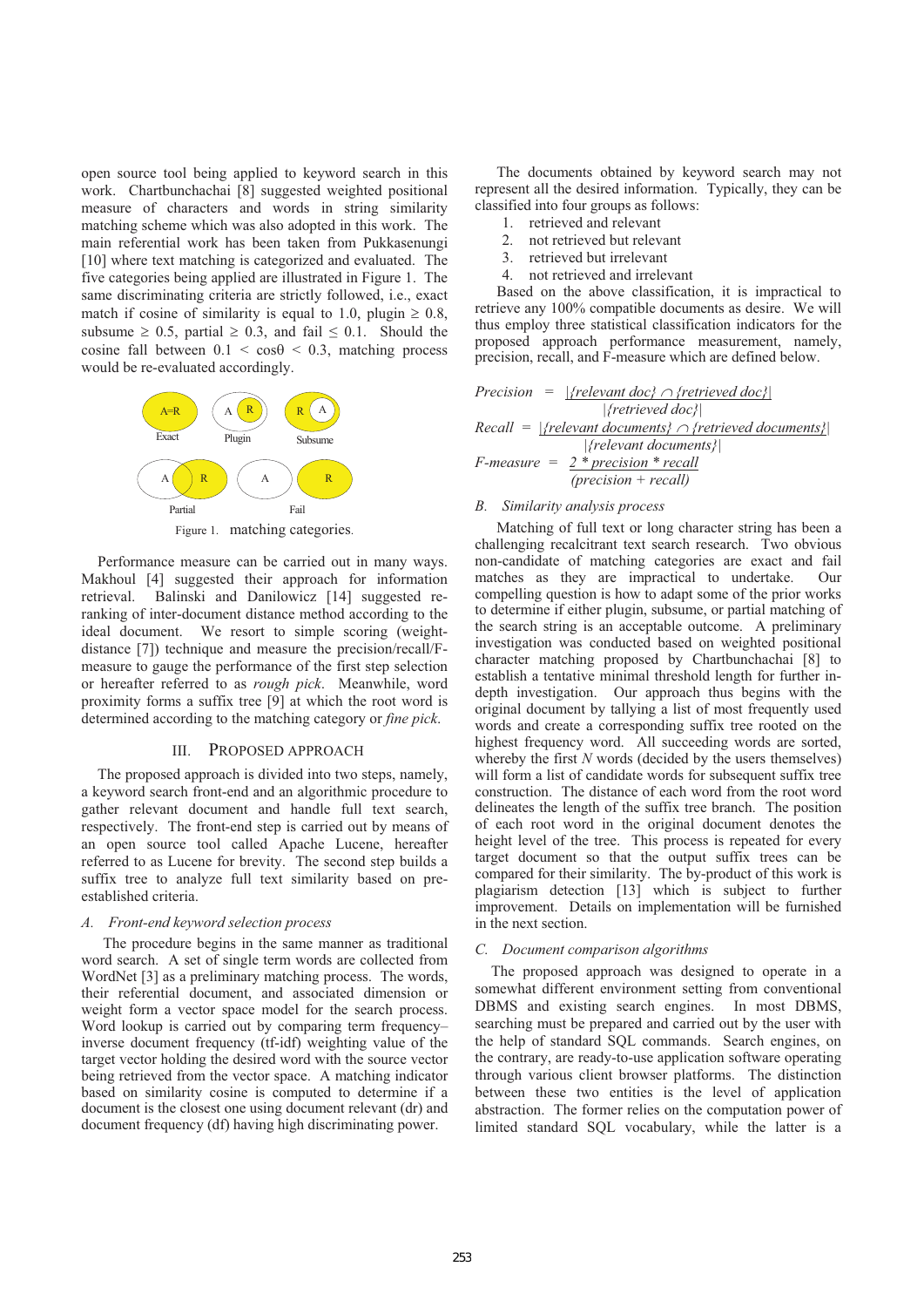open source tool being applied to keyword search in this work. Chartbunchachai [8] suggested weighted positional measure of characters and words in string similarity matching scheme which was also adopted in this work. The main referential work has been taken from Pukkasenungi [10] where text matching is categorized and evaluated. The five categories being applied are illustrated in Figure 1. The same discriminating criteria are strictly followed, i.e., exact match if cosine of similarity is equal to 1.0, plugin $\geq$ 0.8, subsume $\geq$ 0.5, partial $\geq$ 0.3, and fail $\leq$ 0.1. Should the cosine fall between $0.1 < \cos\theta < 0.3$, matching process would be re-evaluated accordingly.

A=R
Exact

A R
Plugin

R A
Subsume

A R
Partial

A R
Fail

Figure 1. matching categories.

Performance measure can be carried out in many ways. Makhoul [4] suggested their approach for information retrieval. Balinski and Danilowicz [14] suggested re-ranking of inter-document distance method according to the ideal document. We resort to simple scoring (weight-distance [7]) technique and measure the precision/recall/F-measure to gauge the performance of the first step selection or hereafter referred to as *rough pick*. Meanwhile, word proximity forms a suffix tree [9] at which the root word is determined according to the matching category or *fine pick*.

## III. Proposed Approach

The proposed approach is divided into two steps, namely, a keyword search front-end and an algorithmic procedure to gather relevant document and handle full text search, respectively. The front-end step is carried out by means of an open source tool called Apache Lucene, hereafter referred to as Lucene for brevity. The second step builds a suffix tree to analyze full text similarity based on pre-established criteria.

### *A. Front-end keyword selection process*

The procedure begins in the same manner as traditional word search. A set of single term words are collected from WordNet [3] as a preliminary matching process. The words, their referential document, and associated dimension or weight form a vector space model for the search process. Word lookup is carried out by comparing term frequency–inverse document frequency (tf-idf) weighting value of the target vector holding the desired word with the source vector being retrieved from the vector space. A matching indicator based on similarity cosine is computed to determine if a document is the closest one using document relevant (dr) and document frequency (df) having high discriminating power.

The documents obtained by keyword search may not represent all the desired information. Typically, they can be classified into four groups as follows:

1. retrieved and relevant
2. not retrieved but relevant
3. retrieved but irrelevant
4. not retrieved and irrelevant

Based on the above classification, it is impractical to retrieve any 100% compatible documents as desire. We will thus employ three statistical classification indicators for the proposed approach performance measurement, namely, precision, recall, and F-measure which are defined below.

$$Precision = \frac{|\{relevant\ doc\} \cap \{retrieved\ doc\}|}{|\{retrieved\ doc\}|}$$

$$Recall = \frac{|\{relevant\ documents\} \cap \{retrieved\ documents\}|}{|\{relevant\ documents\}|}$$

$$F\text{-}measure = \frac{2 * precision * recall}{(precision + recall)}$$

### *B. Similarity analysis process*

Matching of full text or long character string has been a challenging recalcitrant text search research. Two obvious non-candidate of matching categories are exact and fail matches as they are impractical to undertake. Our compelling question is how to adapt some of the prior works to determine if either plugin, subsume, or partial matching of the search string is an acceptable outcome. A preliminary investigation was conducted based on weighted positional character matching proposed by Chartbunchachai [8] to establish a tentative minimal threshold length for further in-depth investigation. Our approach thus begins with the original document by tallying a list of most frequently used words and create a corresponding suffix tree rooted on the highest frequency word. All succeeding words are sorted, whereby the first $N$ words (decided by the users themselves) will form a list of candidate words for subsequent suffix tree construction. The distance of each word from the root word delineates the length of the suffix tree branch. The position of each root word in the original document denotes the height level of the tree. This process is repeated for every target document so that the output suffix trees can be compared for their similarity. The by-product of this work is plagiarism detection [13] which is subject to further improvement. Details on implementation will be furnished in the next section.

### *C. Document comparison algorithms*

The proposed approach was designed to operate in a somewhat different environment setting from conventional DBMS and existing search engines. In most DBMS, searching must be prepared and carried out by the user with the help of standard SQL commands. Search engines, on the contrary, are ready-to-use application software operating through various client browser platforms. The distinction between these two entities is the level of application abstraction. The former relies on the computation power of limited standard SQL vocabulary, while the latter is a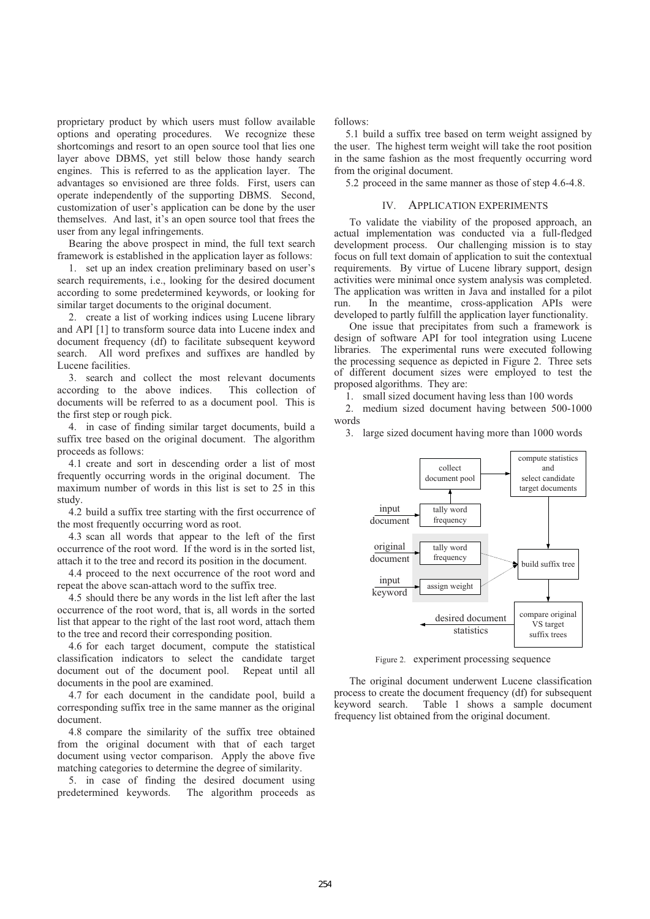proprietary product by which users must follow available options and operating procedures. We recognize these shortcomings and resort to an open source tool that lies one layer above DBMS, yet still below those handy search engines. This is referred to as the application layer. The advantages so envisioned are three folds. First, users can operate independently of the supporting DBMS. Second, customization of user's application can be done by the user themselves. And last, it's an open source tool that frees the user from any legal infringements.

Bearing the above prospect in mind, the full text search framework is established in the application layer as follows:

1. set up an index creation preliminary based on user's search requirements, i.e., looking for the desired document according to some predetermined keywords, or looking for similar target documents to the original document.

2. create a list of working indices using Lucene library and API [1] to transform source data into Lucene index and document frequency (df) to facilitate subsequent keyword search. All word prefixes and suffixes are handled by Lucene facilities.

3. search and collect the most relevant documents according to the above indices. This collection of documents will be referred to as a document pool. This is the first step or rough pick.

4. in case of finding similar target documents, build a suffix tree based on the original document. The algorithm proceeds as follows:

4.1 create and sort in descending order a list of most frequently occurring words in the original document. The maximum number of words in this list is set to 25 in this study.

4.2 build a suffix tree starting with the first occurrence of the most frequently occurring word as root.

4.3 scan all words that appear to the left of the first occurrence of the root word. If the word is in the sorted list, attach it to the tree and record its position in the document.

4.4 proceed to the next occurrence of the root word and repeat the above scan-attach word to the suffix tree.

4.5 should there be any words in the list left after the last occurrence of the root word, that is, all words in the sorted list that appear to the right of the last root word, attach them to the tree and record their corresponding position.

4.6 for each target document, compute the statistical classification indicators to select the candidate target document out of the document pool. Repeat until all documents in the pool are examined.

4.7 for each document in the candidate pool, build a corresponding suffix tree in the same manner as the original document.

4.8 compare the similarity of the suffix tree obtained from the original document with that of each target document using vector comparison. Apply the above five matching categories to determine the degree of similarity.

5. in case of finding the desired document using predetermined keywords. The algorithm proceeds as follows:

5.1 build a suffix tree based on term weight assigned by the user. The highest term weight will take the root position in the same fashion as the most frequently occurring word from the original document.

5.2 proceed in the same manner as those of step 4.6-4.8.

## IV. Application Experiments

To validate the viability of the proposed approach, an actual implementation was conducted via a full-fledged development process. Our challenging mission is to stay focus on full text domain of application to suit the contextual requirements. By virtue of Lucene library support, design activities were minimal once system analysis was completed. The application was written in Java and installed for a pilot run. In the meantime, cross-application APIs were developed to partly fulfill the application layer functionality.

One issue that precipitates from such a framework is design of software API for tool integration using Lucene libraries. The experimental runs were executed following the processing sequence as depicted in Figure 2. Three sets of different document sizes were employed to test the proposed algorithms. They are:

1. small sized document having less than 100 words
2. medium sized document having between 500-1000 words
3. large sized document having more than 1000 words

Figure 2. experiment processing sequence

The original document underwent Lucene classification process to create the document frequency (df) for subsequent keyword search. Table 1 shows a sample document frequency list obtained from the original document.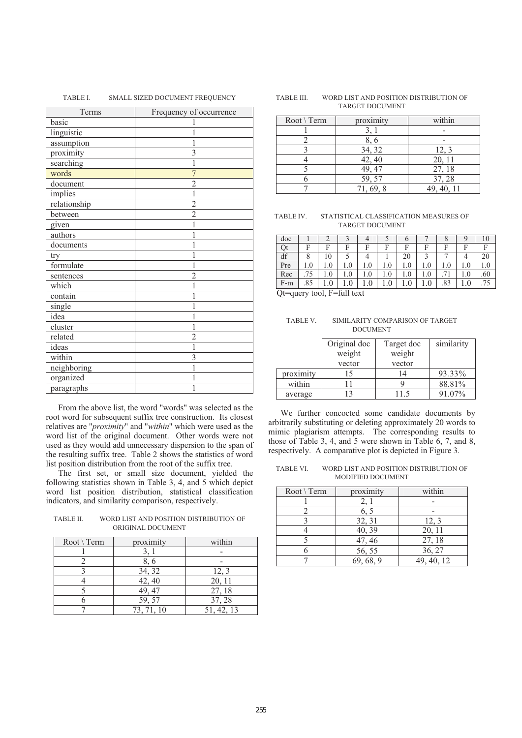TABLE I. SMALL SIZED DOCUMENT FREQUENCY

| Terms | Frequency of occurrence |
|---|---|
| basic | 1 |
| linguistic | 1 |
| assumption | 1 |
| proximity | 3 |
| searching | 1 |
| words | 7 |
| document | 2 |
| implies | 1 |
| relationship | 2 |
| between | 2 |
| given | 1 |
| authors | 1 |
| documents | 1 |
| try | 1 |
| formulate | 1 |
| sentences | 2 |
| which | 1 |
| contain | 1 |
| single | 1 |
| idea | 1 |
| cluster | 1 |
| related | 2 |
| ideas | 1 |
| within | 3 |
| neighboring | 1 |
| organized | 1 |
| paragraphs | 1 |

From the above list, the word "words" was selected as the root word for subsequent suffix tree construction. Its closest relatives are "*proximity*" and "*within*" which were used as the word list of the original document. Other words were not used as they would add unnecessary dispersion to the span of the resulting suffix tree. Table 2 shows the statistics of word list position distribution from the root of the suffix tree.

The first set, or small size document, yielded the following statistics shown in Table 3, 4, and 5 which depict word list position distribution, statistical classification indicators, and similarity comparison, respectively.

TABLE II. WORD LIST AND POSITION DISTRIBUTION OF ORIGINAL DOCUMENT

| Root \ Term | proximity | within |
|---|---|---|
| 1 | 3, 1 | - |
| 2 | 8, 6 | - |
| 3 | 34, 32 | 12, 3 |
| 4 | 42, 40 | 20, 11 |
| 5 | 49, 47 | 27, 18 |
| 6 | 59, 57 | 37, 28 |
| 7 | 73, 71, 10 | 51, 42, 13 |

TABLE III. WORD LIST AND POSITION DISTRIBUTION OF TARGET DOCUMENT

| Root \ Term | proximity | within |
|---|---|---|
| 1 | 3, 1 | - |
| 2 | 8, 6 | - |
| 3 | 34, 32 | 12, 3 |
| 4 | 42, 40 | 20, 11 |
| 5 | 49, 47 | 27, 18 |
| 6 | 59, 57 | 37, 28 |
| 7 | 71, 69, 8 | 49, 40, 11 |

TABLE IV. STATISTICAL CLASSIFICATION MEASURES OF TARGET DOCUMENT

| doc | 1 | 2 | 3 | 4 | 5 | 6 | 7 | 8 | 9 | 10 |
|---|---|---|---|---|---|---|---|---|---|---|
| Qt | F | F | F | F | F | F | F | F | F | F |
| df | 8 | 10 | 5 | 4 | 1 | 20 | 3 | 7 | 4 | 20 |
| Pre | 1.0 | 1.0 | 1.0 | 1.0 | 1.0 | 1.0 | 1.0 | 1.0 | 1.0 | 1.0 |
| Rec | .75 | 1.0 | 1.0 | 1.0 | 1.0 | 1.0 | 1.0 | .71 | 1.0 | .60 |
| F-m | .85 | 1.0 | 1.0 | 1.0 | 1.0 | 1.0 | 1.0 | .83 | 1.0 | .75 |

Qt=query tool, F=full text

TABLE V. SIMILARITY COMPARISON OF TARGET DOCUMENT

| | Original doc weight vector | Target doc weight vector | similarity |
|---|---|---|---|
| proximity | 15 | 14 | 93.33% |
| within | 11 | 9 | 88.81% |
| average | 13 | 11.5 | 91.07% |

We further concocted some candidate documents by arbitrarily substituting or deleting approximately 20 words to mimic plagiarism attempts. The corresponding results to those of Table 3, 4, and 5 were shown in Table 6, 7, and 8, respectively. A comparative plot is depicted in Figure 3.

TABLE VI. WORD LIST AND POSITION DISTRIBUTION OF MODIFIED DOCUMENT

| Root \ Term | proximity | within |
|---|---|---|
| 1 | 2, 1 | - |
| 2 | 6, 5 | - |
| 3 | 32, 31 | 12, 3 |
| 4 | 40, 39 | 20, 11 |
| 5 | 47, 46 | 27, 18 |
| 6 | 56, 55 | 36, 27 |
| 7 | 69, 68, 9 | 49, 40, 12 |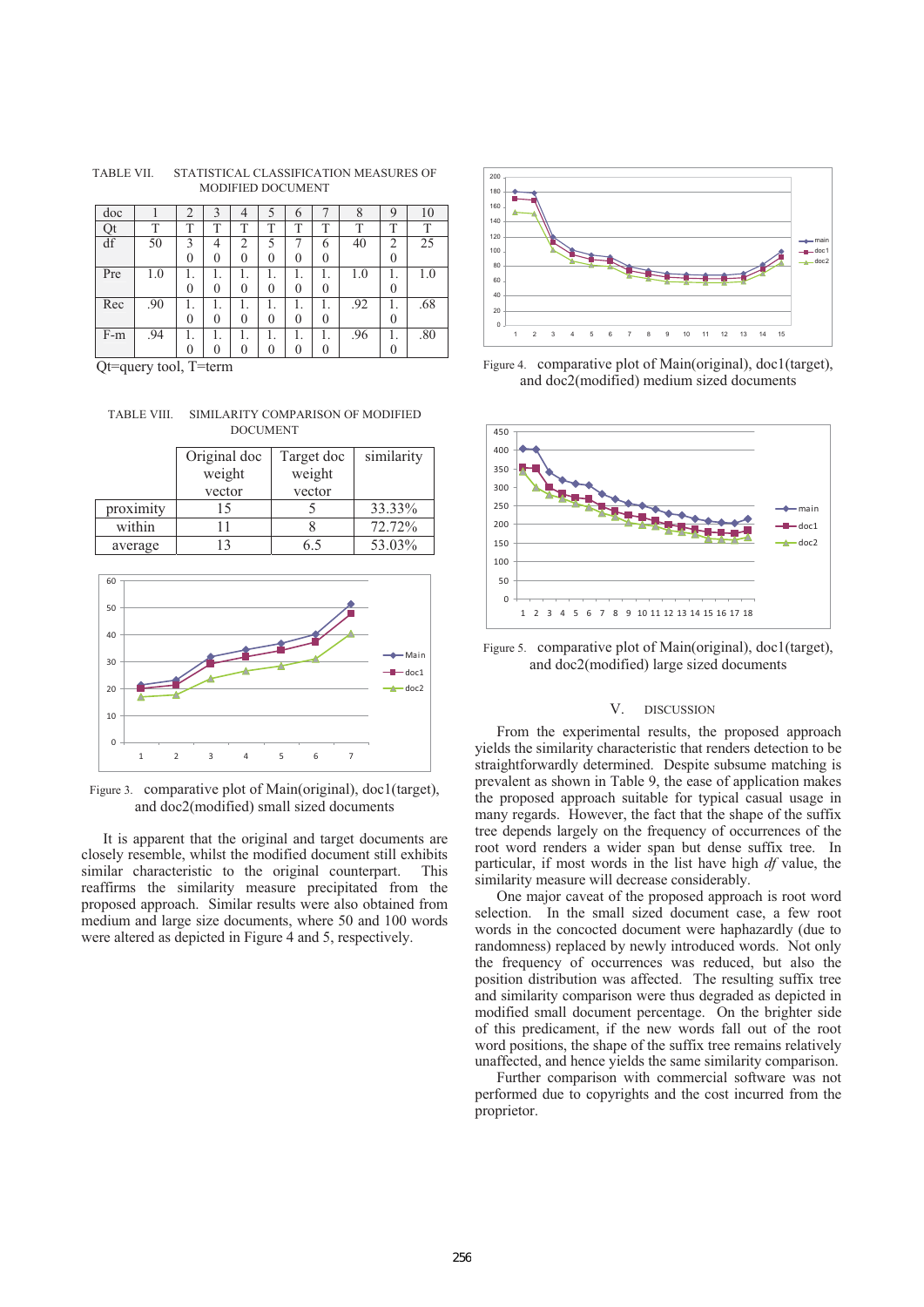TABLE VII. STATISTICAL CLASSIFICATION MEASURES OF MODIFIED DOCUMENT

| doc | 1 | 2 | 3 | 4 | 5 | 6 | 7 | 8 | 9 | 10 |
|---|---|---|---|---|---|---|---|---|---|---|
| Qt | T | T | T | T | T | T | T | T | T | T |
| df | 50 | 30 | 40 | 20 | 50 | 70 | 60 | 40 | 20 | 25 |
| Pre | 1.0 | 1.0 | 1.0 | 1.0 | 1.0 | 1.0 | 1.0 | 1.0 | 1.0 | 1.0 |
| Rec | .90 | 1.0 | 1.0 | 1.0 | 1.0 | 1.0 | 1.0 | .92 | 1.0 | .68 |
| F-m | .94 | 1.0 | 1.0 | 1.0 | 1.0 | 1.0 | 1.0 | .96 | 1.0 | .80 |

Qt=query tool, T=term

TABLE VIII. SIMILARITY COMPARISON OF MODIFIED DOCUMENT

| | Original doc weight vector | Target doc weight vector | similarity |
|---|---|---|---|
| proximity | 15 | 5 | 33.33% |
| within | 11 | 8 | 72.72% |
| average | 13 | 6.5 | 53.03% |

Figure 3. comparative plot of Main(original), doc1(target), and doc2(modified) small sized documents

It is apparent that the original and target documents are closely resemble, whilst the modified document still exhibits similar characteristic to the original counterpart. This reaffirms the similarity measure precipitated from the proposed approach. Similar results were also obtained from medium and large size documents, where 50 and 100 words were altered as depicted in Figure 4 and 5, respectively.

Figure 4. comparative plot of Main(original), doc1(target), and doc2(modified) medium sized documents

Figure 5. comparative plot of Main(original), doc1(target), and doc2(modified) large sized documents

## V. DISCUSSION

From the experimental results, the proposed approach yields the similarity characteristic that renders detection to be straightforwardly determined. Despite subsume matching is prevalent as shown in Table 9, the ease of application makes the proposed approach suitable for typical casual usage in many regards. However, the fact that the shape of the suffix tree depends largely on the frequency of occurrences of the root word renders a wider span but dense suffix tree. In particular, if most words in the list have high *df* value, the similarity measure will decrease considerably.

One major caveat of the proposed approach is root word selection. In the small sized document case, a few root words in the concocted document were haphazardly (due to randomness) replaced by newly introduced words. Not only the frequency of occurrences was reduced, but also the position distribution was affected. The resulting suffix tree and similarity comparison were thus degraded as depicted in modified small document percentage. On the brighter side of this predicament, if the new words fall out of the root word positions, the shape of the suffix tree remains relatively unaffected, and hence yields the same similarity comparison.

Further comparison with commercial software was not performed due to copyrights and the cost incurred from the proprietor.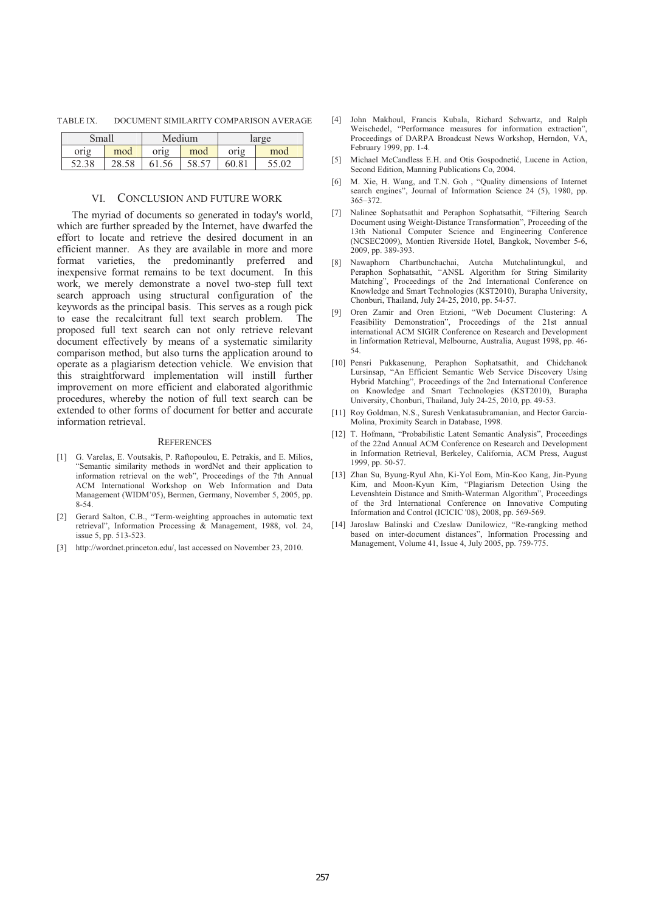TABLE IX. DOCUMENT SIMILARITY COMPARISON AVERAGE

| Small | | Medium | | large | |
|---|---|---|---|---|---|
| orig | mod | orig | mod | orig | mod |
| 52.38 | 28.58 | 61.56 | 58.57 | 60.81 | 55.02 |

## VI. Conclusion and Future Work

The myriad of documents so generated in today's world, which are further spreaded by the Internet, have dwarfed the effort to locate and retrieve the desired document in an efficient manner. As they are available in more and more format varieties, the predominantly preferred and inexpensive format remains to be text document. In this work, we merely demonstrate a novel two-step full text search approach using structural configuration of the keywords as the principal basis. This serves as a rough pick to ease the recalcitrant full text search problem. The proposed full text search can not only retrieve relevant document effectively by means of a systematic similarity comparison method, but also turns the application around to operate as a plagiarism detection vehicle. We envision that this straightforward implementation will instill further improvement on more efficient and elaborated algorithmic procedures, whereby the notion of full text search can be extended to other forms of document for better and accurate information retrieval.

## References

[1] G. Varelas, E. Voutsakis, P. Raftopoulou, E. Petrakis, and E. Milios, "Semantic similarity methods in wordNet and their application to information retrieval on the web", Proceedings of the 7th Annual ACM International Workshop on Web Information and Data Management (WIDM'05), Bermen, Germany, November 5, 2005, pp. 8-54.

[2] Gerard Salton, C.B., "Term-weighting approaches in automatic text retrieval", Information Processing & Management, 1988, vol. 24, issue 5, pp. 513-523.

[3] http://wordnet.princeton.edu/, last accessed on November 23, 2010.

[4] John Makhoul, Francis Kubala, Richard Schwartz, and Ralph Weischedel, "Performance measures for information extraction", Proceedings of DARPA Broadcast News Workshop, Herndon, VA, February 1999, pp. 1-4.

[5] Michael McCandless E.H. and Otis Gospodnetić, Lucene in Action, Second Edition, Manning Publications Co, 2004.

[6] M. Xie, H. Wang, and T.N. Goh , "Quality dimensions of Internet search engines", Journal of Information Science 24 (5), 1980, pp. 365–372.

[7] Nalinee Sophatsathit and Peraphon Sophatsathit, "Filtering Search Document using Weight-Distance Transformation", Proceeding of the 13th National Computer Science and Engineering Conference (NCSEC2009), Montien Riverside Hotel, Bangkok, November 5-6, 2009, pp. 389-393.

[8] Nawaphorn Chartbunchachai, Autcha Mutchalintungkul, and Peraphon Sophatsathit, "ANSL Algorithm for String Similarity Matching", Proceedings of the 2nd International Conference on Knowledge and Smart Technologies (KST2010), Burapha University, Chonburi, Thailand, July 24-25, 2010, pp. 54-57.

[9] Oren Zamir and Oren Etzioni, "Web Document Clustering: A Feasibility Demonstration", Proceedings of the 21st annual international ACM SIGIR Conference on Research and Development in Iinformation Retrieval, Melbourne, Australia, August 1998, pp. 46-54.

[10] Pensri Pukkasenung, Peraphon Sophatsathit, and Chidchanok Lursinsap, "An Efficient Semantic Web Service Discovery Using Hybrid Matching", Proceedings of the 2nd International Conference on Knowledge and Smart Technologies (KST2010), Burapha University, Chonburi, Thailand, July 24-25, 2010, pp. 49-53.

[11] Roy Goldman, N.S., Suresh Venkatasubramanian, and Hector Garcia-Molina, Proximity Search in Database, 1998.

[12] T. Hofmann, "Probabilistic Latent Semantic Analysis", Proceedings of the 22nd Annual ACM Conference on Research and Development in Information Retrieval, Berkeley, California, ACM Press, August 1999, pp. 50-57.

[13] Zhan Su, Byung-Ryul Ahn, Ki-Yol Eom, Min-Koo Kang, Jin-Pyung Kim, and Moon-Kyun Kim, "Plagiarism Detection Using the Levenshtein Distance and Smith-Waterman Algorithm", Proceedings of the 3rd International Conference on Innovative Computing Information and Control (ICICIC '08), 2008, pp. 569-569.

[14] Jaroslaw Balinski and Czeslaw Danilowicz, "Re-rangking method based on inter-document distances", Information Processing and Management, Volume 41, Issue 4, July 2005, pp. 759-775.